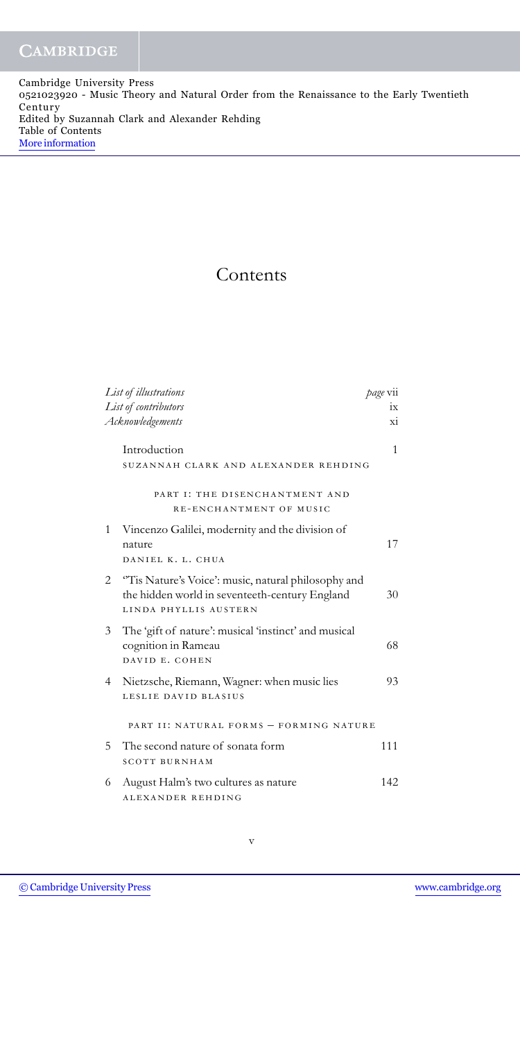Cambridge University Press
0521023920 - Music Theory and Natural Order from the Renaissance to the Early Twentieth Century
Edited by Suzannah Clark and Alexander Rehding
Table of Contents
More information

# Contents

| | | |
|---|---|---|
| *List of illustrations* | | *page* vii |
| *List of contributors* | | ix |
| *Acknowledgements* | | xi |
| | Introduction<br>SUZANNAH CLARK AND ALEXANDER REHDING | 1 |
| | **PART I: THE DISENCHANTMENT AND RE-ENCHANTMENT OF MUSIC** | |
| 1 | Vincenzo Galilei, modernity and the division of nature<br>DANIEL K. L. CHUA | 17 |
| 2 | ''Tis Nature's Voice': music, natural philosophy and the hidden world in seventeenth-century England<br>LINDA PHYLLIS AUSTERN | 30 |
| 3 | The 'gift of nature': musical 'instinct' and musical cognition in Rameau<br>DAVID E. COHEN | 68 |
| 4 | Nietzsche, Riemann, Wagner: when music lies<br>LESLIE DAVID BLASIUS | 93 |
| | **PART II: NATURAL FORMS – FORMING NATURE** | |
| 5 | The second nature of sonata form<br>SCOTT BURNHAM | 111 |
| 6 | August Halm's two cultures as nature<br>ALEXANDER REHDING | 142 |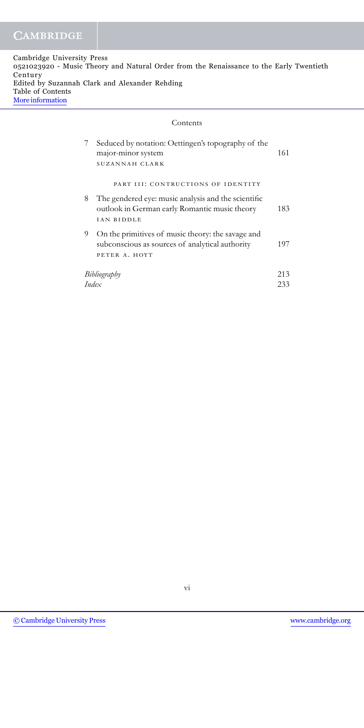## Contents

7 Seduced by notation: Oettingen's topography of the major-minor system — 161
SUZANNAH CLARK

PART III: CONTRUCTIONS OF IDENTITY

8 The gendered eye: music analysis and the scientific outlook in German early Romantic music theory — 183
IAN BIDDLE

9 On the primitives of music theory: the savage and subconscious as sources of analytical authority — 197
PETER A. HOYT

*Bibliography* — 213
*Index* — 233